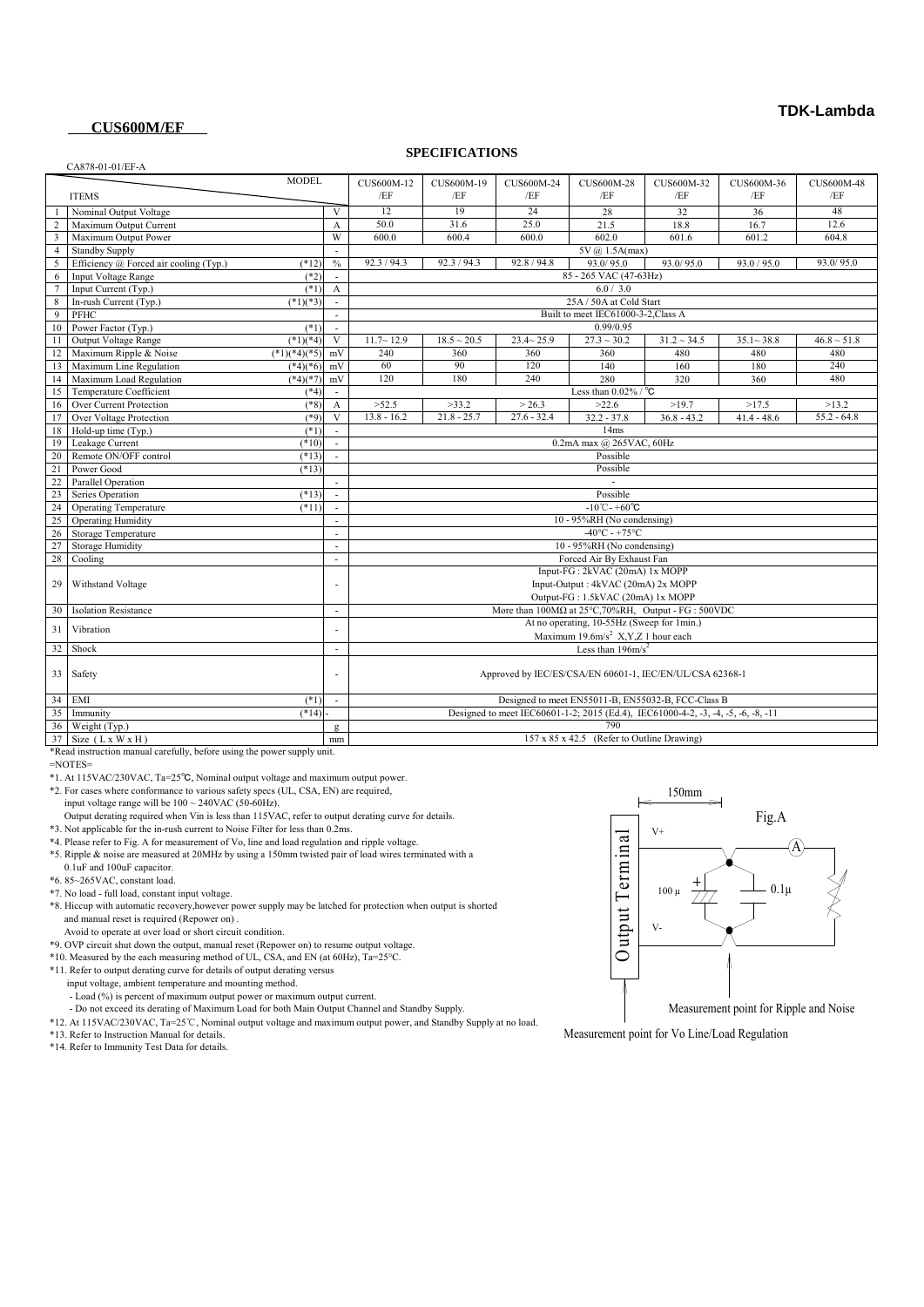**TDK-Lambda**

## CUS600M/EF

# SPECIFICATIONS

CA878-01-01/EF-A

| | ITEMS \ MODEL | | | CUS600M-12 /EF | CUS600M-19 /EF | CUS600M-24 /EF | CUS600M-28 /EF | CUS600M-32 /EF | CUS600M-36 /EF | CUS600M-48 /EF |
|---|---|---|---|---|---|---|---|---|---|---|
| 1 | Nominal Output Voltage | | V | 12 | 19 | 24 | 28 | 32 | 36 | 48 |
| 2 | Maximum Output Current | | A | 50.0 | 31.6 | 25.0 | 21.5 | 18.8 | 16.7 | 12.6 |
| 3 | Maximum Output Power | | W | 600.0 | 600.4 | 600.0 | 602.0 | 601.6 | 601.2 | 604.8 |
| 4 | Standby Supply | | - | 5V @ 1.5A(max) | | | | | | |
| 5 | Efficiency @ Forced air cooling (Typ.) | (*12) | % | 92.3 / 94.3 | 92.3 / 94.3 | 92.8 / 94.8 | 93.0/ 95.0 | 93.0/ 95.0 | 93.0 / 95.0 | 93.0/ 95.0 |
| 6 | Input Voltage Range | (*2) | - | 85 - 265 VAC (47-63Hz) | | | | | | |
| 7 | Input Current (Typ.) | (*1) | A | 6.0 / 3.0 | | | | | | |
| 8 | In-rush Current (Typ.) | (*1)(*3) | - | 25A / 50A at Cold Start | | | | | | |
| 9 | PFHC | | - | Built to meet IEC61000-3-2,Class A | | | | | | |
| 10 | Power Factor (Typ.) | (*1) | - | 0.99/0.95 | | | | | | |
| 11 | Output Voltage Range | (*1)(*4) | V | 11.7~ 12.9 | 18.5 ~ 20.5 | 23.4~ 25.9 | 27.3 ~ 30.2 | 31.2 ~ 34.5 | 35.1~ 38.8 | 46.8 ~ 51.8 |
| 12 | Maximum Ripple & Noise | (*1)(*4)(*5) | mV | 240 | 360 | 360 | 360 | 480 | 480 | 480 |
| 13 | Maximum Line Regulation | (*4)(*6) | mV | 60 | 90 | 120 | 140 | 160 | 180 | 240 |
| 14 | Maximum Load Regulation | (*4)(*7) | mV | 120 | 180 | 240 | 280 | 320 | 360 | 480 |
| 15 | Temperature Coefficient | (*4) | - | Less than 0.02% / ℃ | | | | | | |
| 16 | Over Current Protection | (*8) | A | >52.5 | >33.2 | > 26.3 | >22.6 | >19.7 | >17.5 | >13.2 |
| 17 | Over Voltage Protection | (*9) | V | 13.8 - 16.2 | 21.8 - 25.7 | 27.6 - 32.4 | 32.2 - 37.8 | 36.8 - 43.2 | 41.4 - 48.6 | 55.2 - 64.8 |
| 18 | Hold-up time (Typ.) | (*1) | - | 14ms | | | | | | |
| 19 | Leakage Current | (*10) | - | 0.2mA max @ 265VAC, 60Hz | | | | | | |
| 20 | Remote ON/OFF control | (*13) | - | Possible | | | | | | |
| 21 | Power Good | (*13) | | Possible | | | | | | |
| 22 | Parallel Operation | | - | - | | | | | | |
| 23 | Series Operation | (*13) | - | Possible | | | | | | |
| 24 | Operating Temperature | (*11) | - | -10℃- +60℃ | | | | | | |
| 25 | Operating Humidity | | - | 10 - 95%RH (No condensing) | | | | | | |
| 26 | Storage Temperature | | - | -40°C - +75°C | | | | | | |
| 27 | Storage Humidity | | - | 10 - 95%RH (No condensing) | | | | | | |
| 28 | Cooling | | - | Forced Air By Exhaust Fan | | | | | | |
| 29 | Withstand Voltage | | - | Input-FG : 2kVAC (20mA) 1x MOPP<br>Input-Output : 4kVAC (20mA) 2x MOPP<br>Output-FG : 1.5kVAC (20mA) 1x MOPP | | | | | | |
| 30 | Isolation Resistance | | - | More than 100MΩ at 25°C,70%RH, Output - FG : 500VDC | | | | | | |
| 31 | Vibration | | - | At no operating, 10-55Hz (Sweep for 1min.)<br>Maximum 19.6m/s² X,Y,Z 1 hour each | | | | | | |
| 32 | Shock | | - | Less than 196m/s² | | | | | | |
| 33 | Safety | | - | Approved by IEC/ES/CSA/EN 60601-1, IEC/EN/UL/CSA 62368-1 | | | | | | |
| 34 | EMI | (*1) | - | Designed to meet EN55011-B, EN55032-B, FCC-Class B | | | | | | |
| 35 | Immunity | (*14) | - | Designed to meet IEC60601-1-2; 2015 (Ed.4), IEC61000-4-2, -3, -4, -5, -6, -8, -11 | | | | | | |
| 36 | Weight (Typ.) | | g | 790 | | | | | | |
| 37 | Size ( L x W x H ) | | mm | 157 x 85 x 42.5 (Refer to Outline Drawing) | | | | | | |

*Read instruction manual carefully, before using the power supply unit.

=NOTES=

*1. At 115VAC/230VAC, Ta=25℃, Nominal output voltage and maximum output power.

*2. For cases where conformance to various safety specs (UL, CSA, EN) are required, input voltage range will be 100 ~ 240VAC (50-60Hz).
Output derating required when Vin is less than 115VAC, refer to output derating curve for details.

*3. Not applicable for the in-rush current to Noise Filter for less than 0.2ms.

*4. Please refer to Fig. A for measurement of Vo, line and load regulation and ripple voltage.

*5. Ripple & noise are measured at 20MHz by using a 150mm twisted pair of load wires terminated with a 0.1uF and 100uF capacitor.

*6. 85~265VAC, constant load.

*7. No load - full load, constant input voltage.

*8. Hiccup with automatic recovery,however power supply may be latched for protection when output is shorted and manual reset is required (Repower on) .
Avoid to operate at over load or short circuit condition.

*9. OVP circuit shut down the output, manual reset (Repower on) to resume output voltage.

*10. Measured by the each measuring method of UL, CSA, and EN (at 60Hz), Ta=25°C.

*11. Refer to output derating curve for details of output derating versus input voltage, ambient temperature and mounting method.
- Load (%) is percent of maximum output power or maximum output current.
- Do not exceed its derating of Maximum Load for both Main Output Channel and Standby Supply.

*12. At 115VAC/230VAC, Ta=25℃, Nominal output voltage and maximum output power, and Standby Supply at no load.

*13. Refer to Instruction Manual for details.

*14. Refer to Immunity Test Data for details.

Fig.A

150mm

Output Terminal — V+, V-, 100μ, 0.1μ, (A)

Measurement point for Ripple and Noise

Measurement point for Vo Line/Load Regulation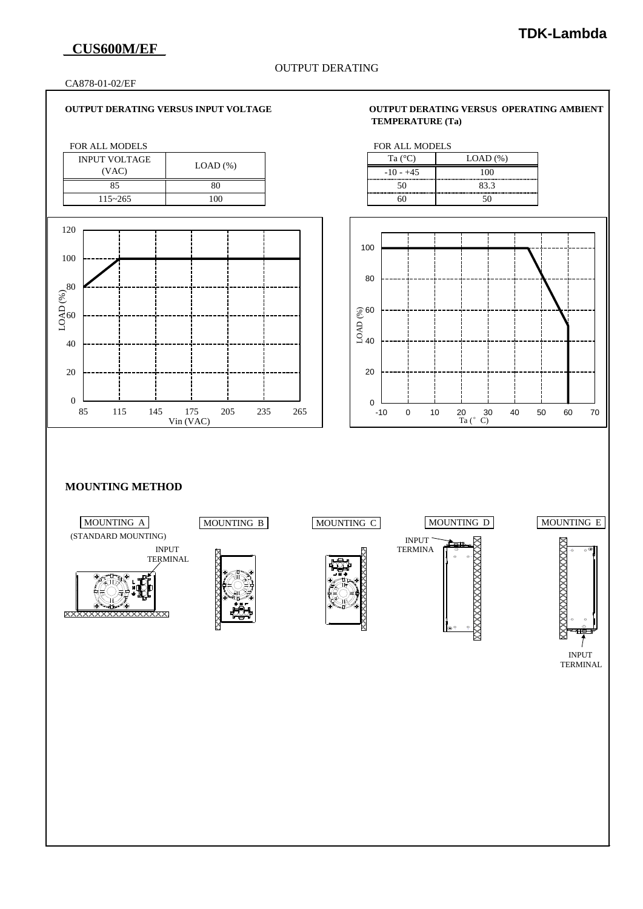# CUS600M/EF

OUTPUT DERATING

CA878-01-02/EF

**OUTPUT DERATING VERSUS INPUT VOLTAGE**

FOR ALL MODELS

| INPUT VOLTAGE (VAC) | LOAD (%) |
|---|---|
| 85 | 80 |
| 115~265 | 100 |

120
100
80
60
40
20
0
LOAD (%)
85 115 145 175 205 235 265
Vin (VAC)

**OUTPUT DERATING VERSUS OPERATING AMBIENT TEMPERATURE (Ta)**

FOR ALL MODELS

| Ta (°C) | LOAD (%) |
|---|---|
| -10 - +45 | 100 |
| 50 | 83.3 |
| 60 | 50 |

100
80
60
40
20
0
LOAD (%)
-10 0 10 20 30 40 50 60 70
Ta (°C)

## MOUNTING METHOD

MOUNTING A
(STANDARD MOUNTING)
INPUT TERMINAL

MOUNTING B

MOUNTING C

MOUNTING D
INPUT TERMINA

MOUNTING E
INPUT TERMINAL